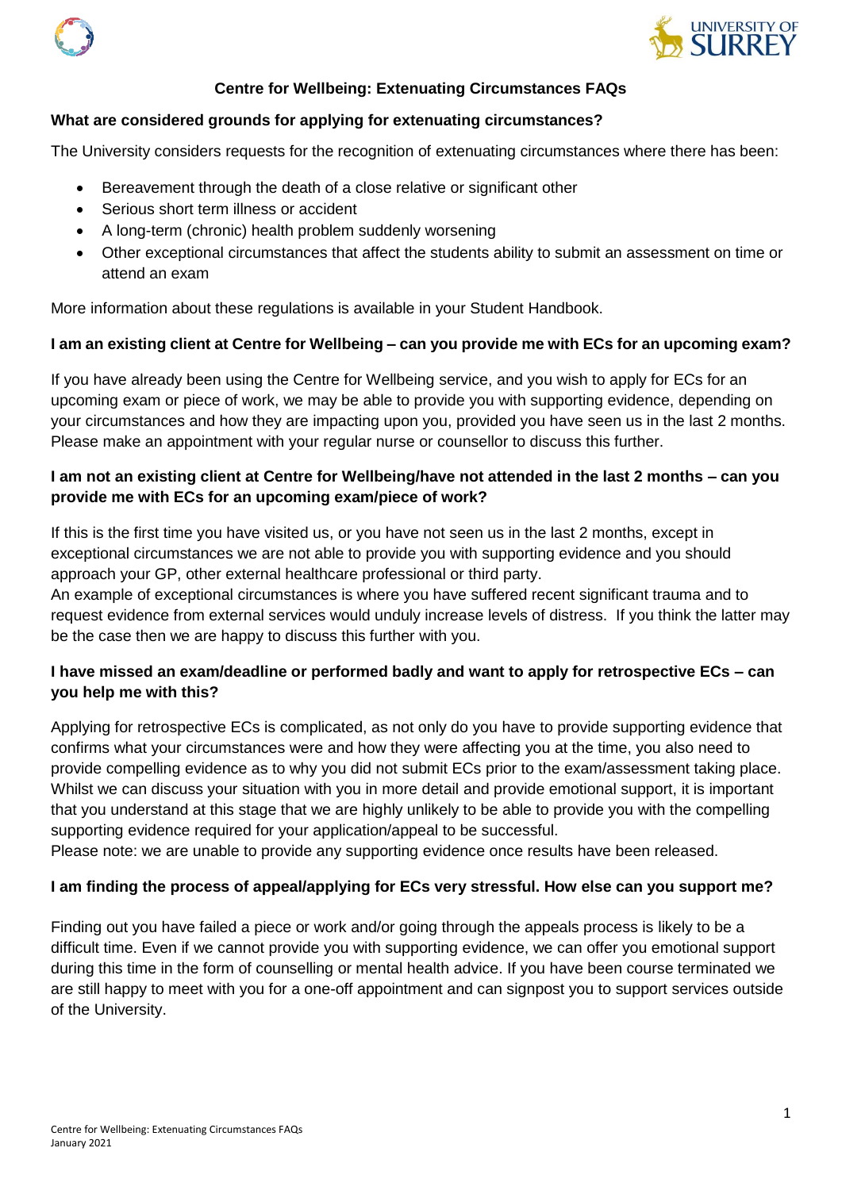# Centre for Wellbeing: Extenuating Circumstances FAQs

**What are considered grounds for applying for extenuating circumstances?**

The University considers requests for the recognition of extenuating circumstances where there has been:

- Bereavement through the death of a close relative or significant other
- Serious short term illness or accident
- A long-term (chronic) health problem suddenly worsening
- Other exceptional circumstances that affect the students ability to submit an assessment on time or attend an exam

More information about these regulations is available in your Student Handbook.

**I am an existing client at Centre for Wellbeing – can you provide me with ECs for an upcoming exam?**

If you have already been using the Centre for Wellbeing service, and you wish to apply for ECs for an upcoming exam or piece of work, we may be able to provide you with supporting evidence, depending on your circumstances and how they are impacting upon you, provided you have seen us in the last 2 months. Please make an appointment with your regular nurse or counsellor to discuss this further.

**I am not an existing client at Centre for Wellbeing/have not attended in the last 2 months – can you provide me with ECs for an upcoming exam/piece of work?**

If this is the first time you have visited us, or you have not seen us in the last 2 months, except in exceptional circumstances we are not able to provide you with supporting evidence and you should approach your GP, other external healthcare professional or third party.
An example of exceptional circumstances is where you have suffered recent significant trauma and to request evidence from external services would unduly increase levels of distress. If you think the latter may be the case then we are happy to discuss this further with you.

**I have missed an exam/deadline or performed badly and want to apply for retrospective ECs – can you help me with this?**

Applying for retrospective ECs is complicated, as not only do you have to provide supporting evidence that confirms what your circumstances were and how they were affecting you at the time, you also need to provide compelling evidence as to why you did not submit ECs prior to the exam/assessment taking place. Whilst we can discuss your situation with you in more detail and provide emotional support, it is important that you understand at this stage that we are highly unlikely to be able to provide you with the compelling supporting evidence required for your application/appeal to be successful.
Please note: we are unable to provide any supporting evidence once results have been released.

**I am finding the process of appeal/applying for ECs very stressful. How else can you support me?**

Finding out you have failed a piece or work and/or going through the appeals process is likely to be a difficult time. Even if we cannot provide you with supporting evidence, we can offer you emotional support during this time in the form of counselling or mental health advice. If you have been course terminated we are still happy to meet with you for a one-off appointment and can signpost you to support services outside of the University.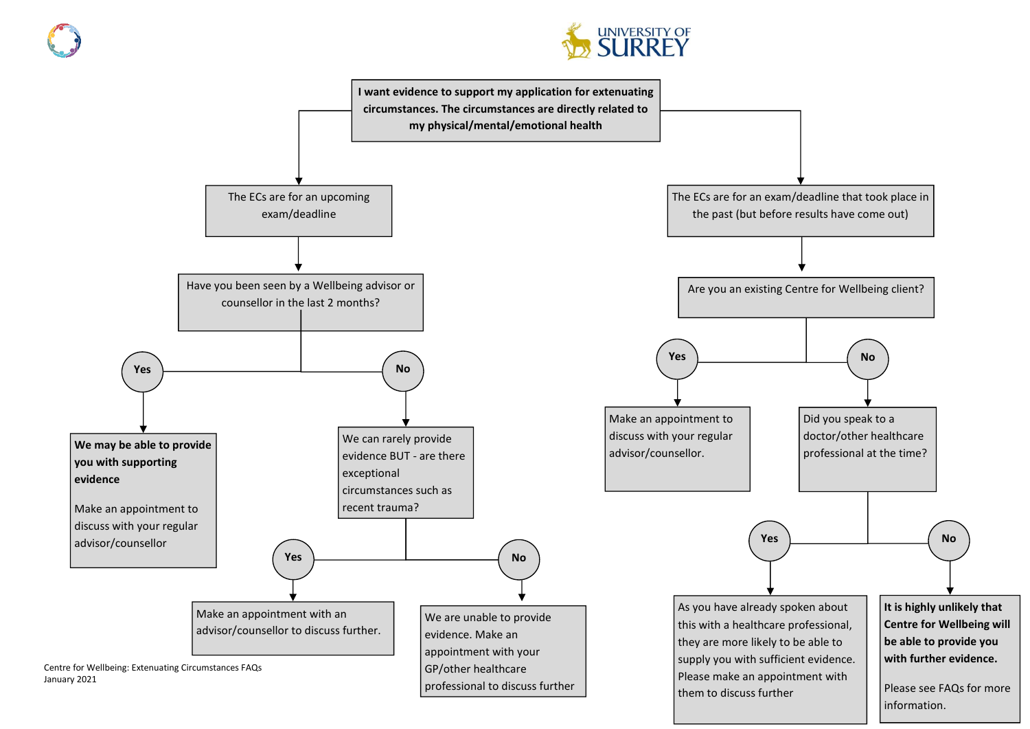**I want evidence to support my application for extenuating circumstances. The circumstances are directly related to my physical/mental/emotional health**

The ECs are for an upcoming exam/deadline

Have you been seen by a Wellbeing advisor or counsellor in the last 2 months?

Yes

**We may be able to provide you with supporting evidence**

Make an appointment to discuss with your regular advisor/counsellor

No

We can rarely provide evidence BUT - are there exceptional circumstances such as recent trauma?

Yes

Make an appointment with an advisor/counsellor to discuss further.

No

We are unable to provide evidence. Make an appointment with your GP/other healthcare professional to discuss further

The ECs are for an exam/deadline that took place in the past (but before results have come out)

Are you an existing Centre for Wellbeing client?

Yes

Make an appointment to discuss with your regular advisor/counsellor.

No

Did you speak to a doctor/other healthcare professional at the time?

Yes

As you have already spoken about this with a healthcare professional, they are more likely to be able to supply you with sufficient evidence. Please make an appointment with them to discuss further

No

**It is highly unlikely that Centre for Wellbeing will be able to provide you with further evidence.**

Please see FAQs for more information.

Centre for Wellbeing: Extenuating Circumstances FAQs
January 2021